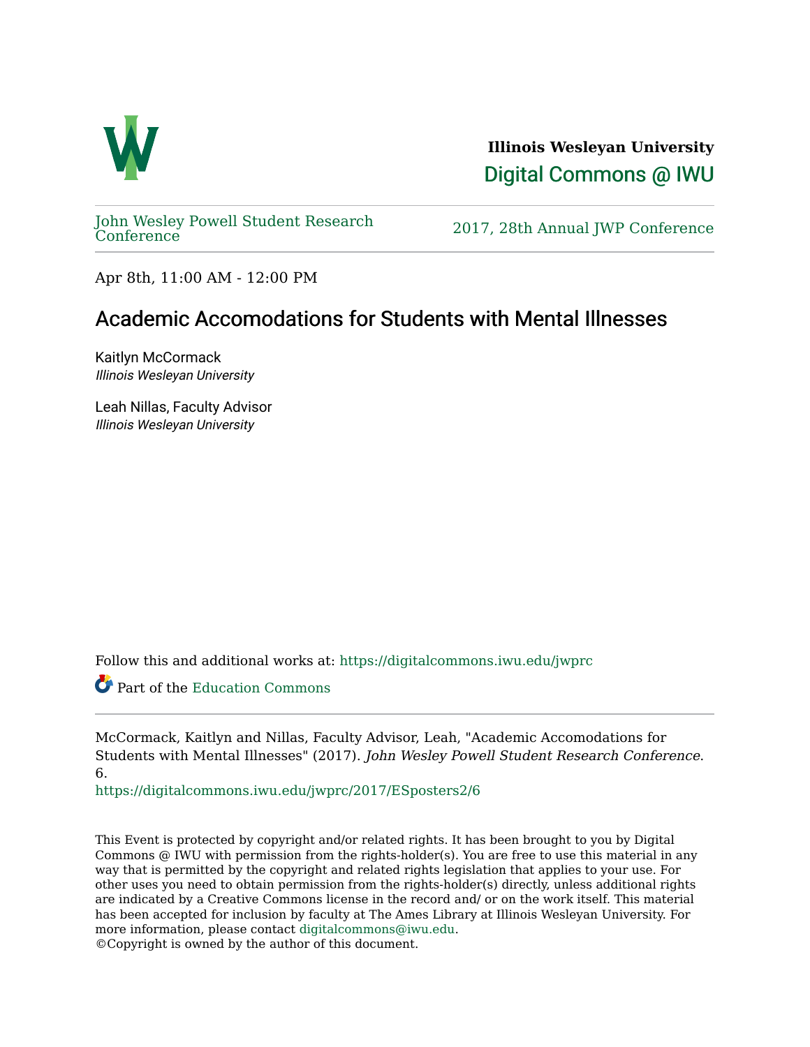Illinois Wesleyan University

Digital Commons @ IWU

John Wesley Powell Student Research Conference

2017, 28th Annual JWP Conference

Apr 8th, 11:00 AM - 12:00 PM

# Academic Accomodations for Students with Mental Illnesses

Kaitlyn McCormack
*Illinois Wesleyan University*

Leah Nillas, Faculty Advisor
*Illinois Wesleyan University*

Follow this and additional works at: https://digitalcommons.iwu.edu/jwprc

Part of the Education Commons

McCormack, Kaitlyn and Nillas, Faculty Advisor, Leah, "Academic Accomodations for Students with Mental Illnesses" (2017). *John Wesley Powell Student Research Conference*. 6.
https://digitalcommons.iwu.edu/jwprc/2017/ESposters2/6

This Event is protected by copyright and/or related rights. It has been brought to you by Digital Commons @ IWU with permission from the rights-holder(s). You are free to use this material in any way that is permitted by the copyright and related rights legislation that applies to your use. For other uses you need to obtain permission from the rights-holder(s) directly, unless additional rights are indicated by a Creative Commons license in the record and/ or on the work itself. This material has been accepted for inclusion by faculty at The Ames Library at Illinois Wesleyan University. For more information, please contact digitalcommons@iwu.edu.
©Copyright is owned by the author of this document.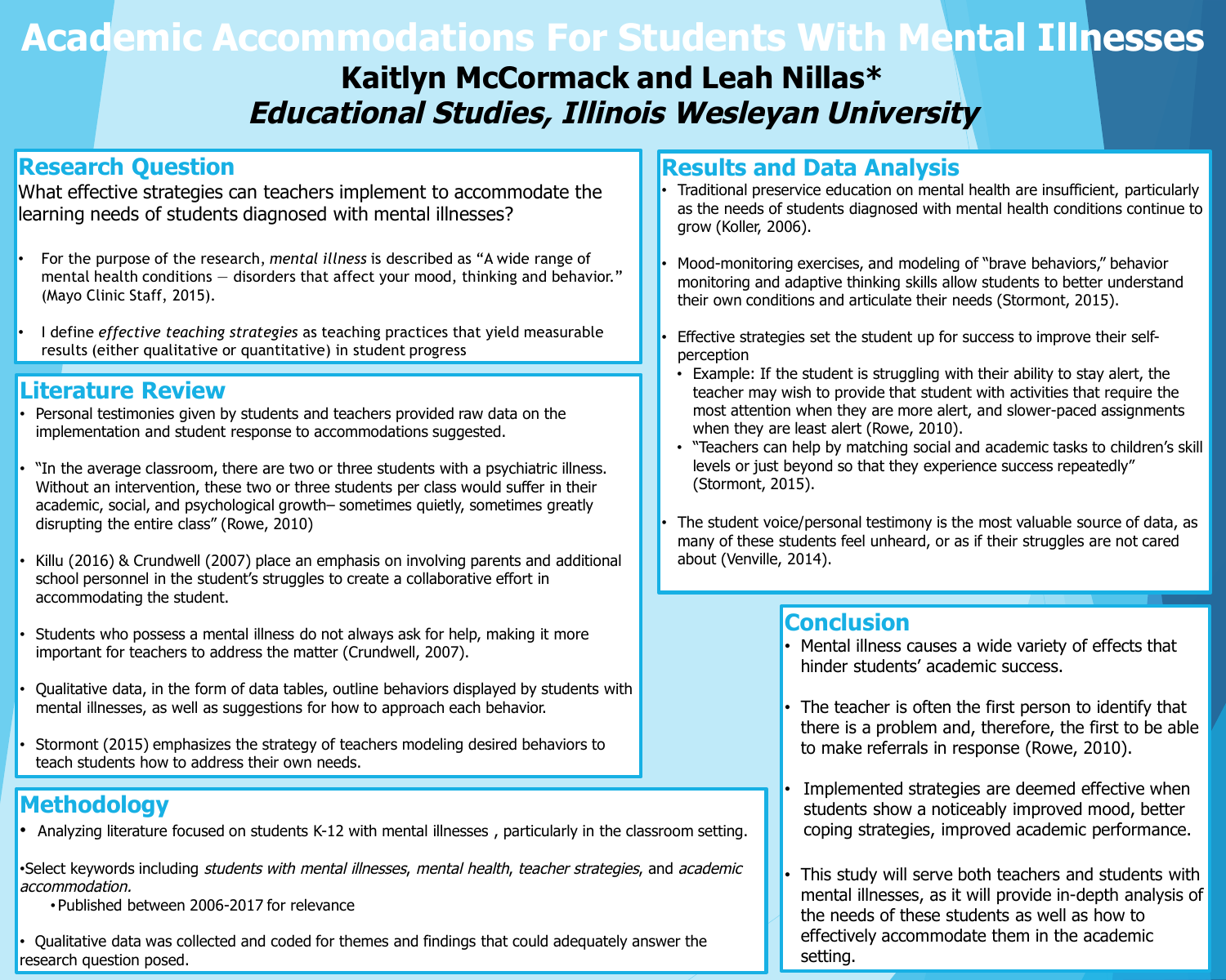# Academic Accommodations For Students With Mental Illnesses

**Kaitlyn McCormack and Leah Nillas***

***Educational Studies, Illinois Wesleyan University***

## Research Question

What effective strategies can teachers implement to accommodate the learning needs of students diagnosed with mental illnesses?

- For the purpose of the research, *mental illness* is described as "A wide range of mental health conditions — disorders that affect your mood, thinking and behavior." (Mayo Clinic Staff, 2015).
- I define *effective teaching strategies* as teaching practices that yield measurable results (either qualitative or quantitative) in student progress

## Literature Review

- Personal testimonies given by students and teachers provided raw data on the implementation and student response to accommodations suggested.
- "In the average classroom, there are two or three students with a psychiatric illness. Without an intervention, these two or three students per class would suffer in their academic, social, and psychological growth– sometimes quietly, sometimes greatly disrupting the entire class" (Rowe, 2010)
- Killu (2016) & Crundwell (2007) place an emphasis on involving parents and additional school personnel in the student's struggles to create a collaborative effort in accommodating the student.
- Students who possess a mental illness do not always ask for help, making it more important for teachers to address the matter (Crundwell, 2007).
- Qualitative data, in the form of data tables, outline behaviors displayed by students with mental illnesses, as well as suggestions for how to approach each behavior.
- Stormont (2015) emphasizes the strategy of teachers modeling desired behaviors to teach students how to address their own needs.

## Methodology

- Analyzing literature focused on students K-12 with mental illnesses , particularly in the classroom setting.
- Select keywords including *students with mental illnesses*, *mental health*, *teacher strategies*, and *academic accommodation.*
  - Published between 2006-2017 for relevance
- Qualitative data was collected and coded for themes and findings that could adequately answer the research question posed.

## Results and Data Analysis

- Traditional preservice education on mental health are insufficient, particularly as the needs of students diagnosed with mental health conditions continue to grow (Koller, 2006).
- Mood-monitoring exercises, and modeling of "brave behaviors," behavior monitoring and adaptive thinking skills allow students to better understand their own conditions and articulate their needs (Stormont, 2015).
- Effective strategies set the student up for success to improve their self-perception
  - Example: If the student is struggling with their ability to stay alert, the teacher may wish to provide that student with activities that require the most attention when they are more alert, and slower-paced assignments when they are least alert (Rowe, 2010).
  - "Teachers can help by matching social and academic tasks to children's skill levels or just beyond so that they experience success repeatedly" (Stormont, 2015).
- The student voice/personal testimony is the most valuable source of data, as many of these students feel unheard, or as if their struggles are not cared about (Venville, 2014).

## Conclusion

- Mental illness causes a wide variety of effects that hinder students' academic success.
- The teacher is often the first person to identify that there is a problem and, therefore, the first to be able to make referrals in response (Rowe, 2010).
- Implemented strategies are deemed effective when students show a noticeably improved mood, better coping strategies, improved academic performance.
- This study will serve both teachers and students with mental illnesses, as it will provide in-depth analysis of the needs of these students as well as how to effectively accommodate them in the academic setting.